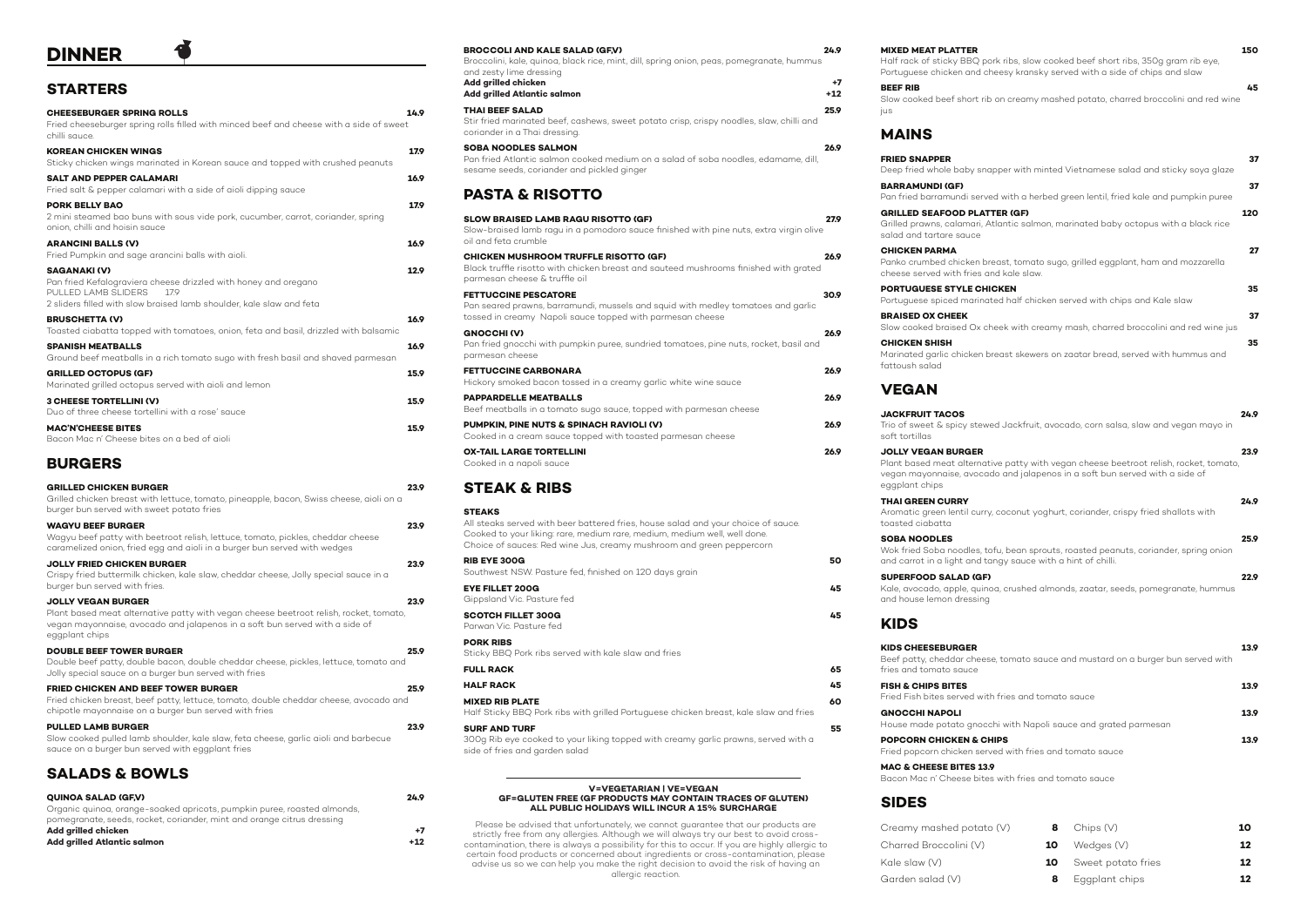# DINNER

## STARTERS

**CHEESEBURGER SPRING ROLLS** 14.9
Fried cheeseburger spring rolls filled with minced beef and cheese with a side of sweet chilli sauce.

**KOREAN CHICKEN WINGS** 17.9
Sticky chicken wings marinated in Korean sauce and topped with crushed peanuts

**SALT AND PEPPER CALAMARI** 16.9
Fried salt & pepper calamari with a side of aioli dipping sauce

**PORK BELLY BAO** 17.9
2 mini steamed bao buns with sous vide pork, cucumber, carrot, coriander, spring onion, chilli and hoisin sauce

**ARANCINI BALLS (V)** 16.9
Fried Pumpkin and sage arancini balls with aioli.

**SAGANAKI (V)** 12.9
Pan fried Kefalograviera cheese drizzled with honey and oregano
PULLED LAMB SLIDERS 17.9
2 sliders filled with slow braised lamb shoulder, kale slaw and feta

**BRUSCHETTA (V)** 16.9
Toasted ciabatta topped with tomatoes, onion, feta and basil, drizzled with balsamic

**SPANISH MEATBALLS** 16.9
Ground beef meatballs in a rich tomato sugo with fresh basil and shaved parmesan

**GRILLED OCTOPUS (GF)** 15.9
Marinated grilled octopus served with aioli and lemon

**3 CHEESE TORTELLINI (V)** 15.9
Duo of three cheese tortellini with a rose' sauce

**MAC'N'CHEESE BITES** 15.9
Bacon Mac n' Cheese bites on a bed of aioli

## BURGERS

**GRILLED CHICKEN BURGER** 23.9
Grilled chicken breast with lettuce, tomato, pineapple, bacon, Swiss cheese, aioli on a burger bun served with sweet potato fries

**WAGYU BEEF BURGER** 23.9
Wagyu beef patty with beetroot relish, lettuce, tomato, pickles, cheddar cheese caramelized onion, fried egg and aioli in a burger bun served with wedges

**JOLLY FRIED CHICKEN BURGER** 23.9
Crispy fried buttermilk chicken, kale slaw, cheddar cheese, Jolly special sauce in a burger bun served with fries.

**JOLLY VEGAN BURGER** 23.9
Plant based meat alternative patty with vegan cheese beetroot relish, rocket, tomato, vegan mayonnaise, avocado and jalapenos in a soft bun served with a side of eggplant chips

**DOUBLE BEEF TOWER BURGER** 25.9
Double beef patty, double bacon, double cheddar cheese, pickles, lettuce, tomato and Jolly special sauce on a burger bun served with fries

**FRIED CHICKEN AND BEEF TOWER BURGER** 25.9
Fried chicken breast, beef patty, lettuce, tomato, double cheddar cheese, avocado and chipotle mayonnaise on a burger bun served with fries

**PULLED LAMB BURGER** 23.9
Slow cooked pulled lamb shoulder, kale slaw, feta cheese, garlic aioli and barbecue sauce on a burger bun served with eggplant fries

## SALADS & BOWLS

**QUINOA SALAD (GF,V)** 24.9
Organic quinoa, orange-soaked apricots, pumpkin puree, roasted almonds, pomegranate, seeds, rocket, coriander, mint and orange citrus dressing
**Add grilled chicken** +7
**Add grilled Atlantic salmon** +12

**BROCCOLI AND KALE SALAD (GF,V)** 24.9
Broccolini, kale, quinoa, black rice, mint, dill, spring onion, peas, pomegranate, hummus and zesty lime dressing
**Add grilled chicken** +7
**Add grilled Atlantic salmon** +12

**THAI BEEF SALAD** 25.9
Stir fried marinated beef, cashews, sweet potato crisp, crispy noodles, slaw, chilli and coriander in a Thai dressing.

**SOBA NOODLES SALMON** 26.9
Pan fried Atlantic salmon cooked medium on a salad of soba noodles, edamame, dill, sesame seeds, coriander and pickled ginger

## PASTA & RISOTTO

**SLOW BRAISED LAMB RAGU RISOTTO (GF)** 27.9
Slow-braised lamb ragu in a pomodoro sauce finished with pine nuts, extra virgin olive oil and feta crumble

**CHICKEN MUSHROOM TRUFFLE RISOTTO (GF)** 26.9
Black truffle risotto with chicken breast and sauteed mushrooms finished with grated parmesan cheese & truffle oil

**FETTUCCINE PESCATORE** 30.9
Pan seared prawns, barramundi, mussels and squid with medley tomatoes and garlic tossed in creamy Napoli sauce topped with parmesan cheese

**GNOCCHI (V)** 26.9
Pan fried gnocchi with pumpkin puree, sundried tomatoes, pine nuts, rocket, basil and parmesan cheese

**FETTUCCINE CARBONARA** 26.9
Hickory smoked bacon tossed in a creamy garlic white wine sauce

**PAPPARDELLE MEATBALLS** 26.9
Beef meatballs in a tomato sugo sauce, topped with parmesan cheese

**PUMPKIN, PINE NUTS & SPINACH RAVIOLI (V)** 26.9
Cooked in a cream sauce topped with toasted parmesan cheese

**OX-TAIL LARGE TORTELLINI** 26.9
Cooked in a napoli sauce

## STEAK & RIBS

**STEAKS**
All steaks served with beer battered fries, house salad and your choice of sauce.
Cooked to your liking: rare, medium rare, medium, medium well, well done.
Choice of sauces: Red wine Jus, creamy mushroom and green peppercorn

**RIB EYE 300G** 50
Southwest NSW. Pasture fed, finished on 120 days grain

**EYE FILLET 200G** 45
Gippsland Vic. Pasture fed

**SCOTCH FILLET 300G** 45
Porwan Vic. Pasture fed

**PORK RIBS**
Sticky BBQ Pork ribs served with kale slaw and fries

**FULL RACK** 65

**HALF RACK** 45

**MIXED RIB PLATE** 60
Half Sticky BBQ Pork ribs with grilled Portuguese chicken breast, kale slaw and fries

**SURF AND TURF** 55
300g Rib eye cooked to your liking topped with creamy garlic prawns, served with a side of fries and garden salad

**MIXED MEAT PLATTER** 150
Half rack of sticky BBQ pork ribs, slow cooked beef short ribs, 350g gram rib eye, Portuguese chicken and cheesy kransky served with a side of chips and slaw

**BEEF RIB** 45
Slow cooked beef short rib on creamy mashed potato, charred broccolini and red wine jus

## MAINS

**FRIED SNAPPER** 37
Deep fried whole baby snapper with minted Vietnamese salad and sticky soya glaze

**BARRAMUNDI (GF)** 37
Pan fried barramundi served with a herbed green lentil, fried kale and pumpkin puree

**GRILLED SEAFOOD PLATTER (GF)** 120
Grilled prawns, calamari, Atlantic salmon, marinated baby octopus with a black rice salad and tartare sauce

**CHICKEN PARMA** 27
Panko crumbed chicken breast, tomato sugo, grilled eggplant, ham and mozzarella cheese served with fries and kale slaw.

**PORTUGUESE STYLE CHICKEN** 35
Portuguese spiced marinated half chicken served with chips and Kale slaw

**BRAISED OX CHEEK** 37
Slow cooked braised Ox cheek with creamy mash, charred broccolini and red wine jus

**CHICKEN SHISH** 35
Marinated garlic chicken breast skewers on zaatar bread, served with hummus and fattoush salad

## VEGAN

**JACKFRUIT TACOS** 24.9
Trio of sweet & spicy stewed Jackfruit, avocado, corn salsa, slaw and vegan mayo in soft tortillas

**JOLLY VEGAN BURGER** 23.9
Plant based meat alternative patty with vegan cheese beetroot relish, rocket, tomato, vegan mayonnaise, avocado and jalapenos in a soft bun served with a side of eggplant chips

**THAI GREEN CURRY** 24.9
Aromatic green lentil curry, coconut yoghurt, coriander, crispy fried shallots with toasted ciabatta

**SOBA NOODLES** 25.9
Wok fried Soba noodles, tofu, bean sprouts, roasted peanuts, coriander, spring onion and carrot in a light and tangy sauce with a hint of chilli.

**SUPERFOOD SALAD (GF)** 22.9
Kale, avocado, apple, quinoa, crushed almonds, zaatar, seeds, pomegranate, hummus and house lemon dressing

## KIDS

**KIDS CHEESEBURGER** 13.9
Beef patty, cheddar cheese, tomato sauce and mustard on a burger bun served with fries and tomato sauce

**FISH & CHIPS BITES** 13.9
Fried Fish bites served with fries and tomato sauce

**GNOCCHI NAPOLI** 13.9
House made potato gnocchi with Napoli sauce and grated parmesan

**POPCORN CHICKEN & CHIPS** 13.9
Fried popcorn chicken served with fries and tomato sauce

**MAC & CHEESE BITES 13.9**
Bacon Mac n' Cheese bites with fries and tomato sauce

## SIDES

| | | | |
|---|---|---|---|
| Creamy mashed potato (V) | 8 | Chips (V) | 10 |
| Charred Broccolini (V) | 10 | Wedges (V) | 12 |
| Kale slaw (V) | 10 | Sweet potato fries | 12 |
| Garden salad (V) | 8 | Eggplant chips | 12 |

---

**V=VEGETARIAN | VE=VEGAN**
**GF=GLUTEN FREE (GF PRODUCTS MAY CONTAIN TRACES OF GLUTEN)**
**ALL PUBLIC HOLIDAYS WILL INCUR A 15% SURCHARGE**

Please be advised that unfortunately, we cannot guarantee that our products are strictly free from any allergies. Although we will always try our best to avoid cross-contamination, there is always a possibility for this to occur. If you are highly allergic to certain food products or concerned about ingredients or cross-contamination, please advise us so we can help you make the right decision to avoid the risk of having an allergic reaction.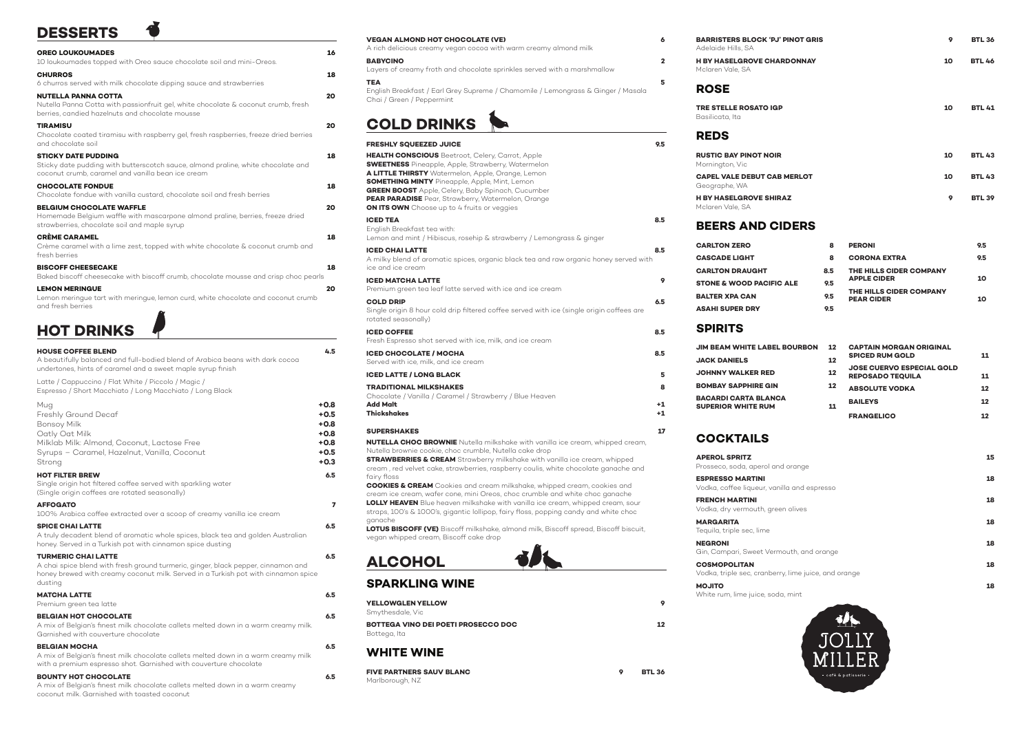# DESSERTS

**OREO LOUKOUMADES** 16
10 loukoumades topped with Oreo sauce chocolate soil and mini-Oreos.

**CHURROS** 18
6 churros served with milk chocolate dipping sauce and strawberries

**NUTELLA PANNA COTTA** 20
Nutella Panna Cotta with passionfruit gel, white chocolate & coconut crumb, fresh berries, candied hazelnuts and chocolate mousse

**TIRAMISU** 20
Chocolate coated tiramisu with raspberry gel, fresh raspberries, freeze dried berries and chocolate soil

**STICKY DATE PUDDING** 18
Sticky date pudding with butterscotch sauce, almond praline, white chocolate and coconut crumb, caramel and vanilla bean ice cream

**CHOCOLATE FONDUE** 18
Chocolate fondue with vanilla custard, chocolate soil and fresh berries

**BELGIUM CHOCOLATE WAFFLE** 20
Homemade Belgium waffle with mascarpone almond praline, berries, freeze dried strawberries, chocolate soil and maple syrup

**CRÈME CARAMEL** 18
Crème caramel with a lime zest, topped with white chocolate & coconut crumb and fresh berries

**BISCOFF CHEESECAKE** 18
Baked biscoff cheesecake with biscoff crumb, chocolate mousse and crisp choc pearls

**LEMON MERINGUE** 20
Lemon meringue tart with meringue, lemon curd, white chocolate and coconut crumb and fresh berries

# HOT DRINKS

**HOUSE COFFEE BLEND** 4.5
A beautifully balanced and full-bodied blend of Arabica beans with dark cocoa undertones, hints of caramel and a sweet maple syrup finish

Latte / Cappuccino / Flat White / Piccolo / Magic /
Espresso / Short Macchiato / Long Macchiato / Long Black

| | |
|---|---|
| Mug | +0.8 |
| Freshly Ground Decaf | +0.5 |
| Bonsoy Milk | +0.8 |
| Oatly Oat Milk | +0.8 |
| Milklab Milk: Almond, Coconut, Lactose Free | +0.8 |
| Syrups – Caramel, Hazelnut, Vanilla, Coconut | +0.5 |
| Strong | +0.3 |

**HOT FILTER BREW** 6.5
Single origin hot filtered coffee served with sparkling water
(Single origin coffees are rotated seasonally)

**AFFOGATO** 7
100% Arabica coffee extracted over a scoop of creamy vanilla ice cream

**SPICE CHAI LATTE** 6.5
A truly decadent blend of aromatic whole spices, black tea and golden Australian honey. Served in a Turkish pot with cinnamon spice dusting

**TURMERIC CHAI LATTE** 6.5
A chai spice blend with fresh ground turmeric, ginger, black pepper, cinnamon and honey brewed with creamy coconut milk. Served in a Turkish pot with cinnamon spice dusting

**MATCHA LATTE** 6.5
Premium green tea latte

**BELGIAN HOT CHOCOLATE** 6.5
A mix of Belgian's finest milk chocolate callets melted down in a warm creamy milk. Garnished with couverture chocolate

**BELGIAN MOCHA** 6.5
A mix of Belgian's finest milk chocolate callets melted down in a warm creamy milk with a premium espresso shot. Garnished with couverture chocolate

**BOUNTY HOT CHOCOLATE** 6.5
A mix of Belgian's finest milk chocolate callets melted down in a warm creamy coconut milk. Garnished with toasted coconut

**VEGAN ALMOND HOT CHOCOLATE (VE)** 6
A rich delicious creamy vegan cocoa with warm creamy almond milk

**BABYCINO** 2
Layers of creamy froth and chocolate sprinkles served with a marshmallow

**TEA** 5
English Breakfast / Earl Grey Supreme / Chamomile / Lemongrass & Ginger / Masala Chai / Green / Peppermint

# COLD DRINKS

**FRESHLY SQUEEZED JUICE** 9.5
**HEALTH CONSCIOUS** Beetroot, Celery, Carrot, Apple
**SWEETNESS** Pineapple, Apple, Strawberry, Watermelon
**A LITTLE THIRSTY** Watermelon, Apple, Orange, Lemon
**SOMETHING MINTY** Pineapple, Apple, Mint, Lemon
**GREEN BOOST** Apple, Celery, Baby Spinach, Cucumber
**PEAR PARADISE** Pear, Strawberry, Watermelon, Orange
**ON ITS OWN** Choose up to 4 fruits or veggies

**ICED TEA** 8.5
English Breakfast tea with:
Lemon and mint / Hibiscus, rosehip & strawberry / Lemongrass & ginger

**ICED CHAI LATTE** 8.5
A milky blend of aromatic spices, organic black tea and raw organic honey served with ice and ice cream

**ICED MATCHA LATTE** 9
Premium green tea leaf latte served with ice and ice cream

**COLD DRIP** 6.5
Single origin 8 hour cold drip filtered coffee served with ice (single origin coffees are rotated seasonally)

**ICED COFFEE** 8.5
Fresh Espresso shot served with ice, milk, and ice cream

**ICED CHOCOLATE / MOCHA** 8.5
Served with ice, milk, and ice cream

**ICED LATTE / LONG BLACK** 5

**TRADITIONAL MILKSHAKES** 8
Chocolate / Vanilla / Caramel / Strawberry / Blue Heaven
**Add Malt** +1
**Thickshakes** +1

**SUPERSHAKES** 17
**NUTELLA CHOC BROWNIE** Nutella milkshake with vanilla ice cream, whipped cream, Nutella brownie cookie, choc crumble, Nutella cake drop
**STRAWBERRIES & CREAM** Strawberry milkshake with vanilla ice cream, whipped cream , red velvet cake, strawberries, raspberry coulis, white chocolate ganache and fairy floss
**COOKIES & CREAM** Cookies and cream milkshake, whipped cream, cookies and cream ice cream, wafer cone, mini Oreos, choc crumble and white choc ganache
**LOLLY HEAVEN** Blue heaven milkshake with vanilla ice cream, whipped cream, sour straps, 100's & 1000's, gigantic lollipop, fairy floss, popping candy and white choc ganache
**LOTUS BISCOFF (VE)** Biscoff milkshake, almond milk, Biscoff spread, Biscoff biscuit, vegan whipped cream, Biscoff cake drop

# ALCOHOL

## SPARKLING WINE

**YELLOWGLEN YELLOW** 9
Smythesdale, Vic

**BOTTEGA VINO DEI POETI PROSECCO DOC** 12
Bottega, Ita

## WHITE WINE

**FIVE PARTNERS SAUV BLANC** 9 BTL 36
Marlborough, NZ

**BARRISTERS BLOCK 'PJ' PINOT GRIS** 9 BTL 36
Adelaide Hills, SA

**H BY HASELGROVE CHARDONNAY** 10 BTL 46
Mclaren Vale, SA

## ROSE

**TRE STELLE ROSATO IGP** 10 BTL 41
Basilicata, Ita

## REDS

**RUSTIC BAY PINOT NOIR** 10 BTL 43
Mornington, Vic

**CAPEL VALE DEBUT CAB MERLOT** 10 BTL 43
Geographe, WA

**H BY HASELGROVE SHIRAZ** 9 BTL 39
Mclaren Vale, SA

## BEERS AND CIDERS

| | |
|---|---|
| **CARLTON ZERO** | 8 |
| **CASCADE LIGHT** | 8 |
| **CARLTON DRAUGHT** | 8.5 |
| **STONE & WOOD PACIFIC ALE** | 9.5 |
| **BALTER XPA CAN** | 9.5 |
| **ASAHI SUPER DRY** | 9.5 |
| **PERONI** | 9.5 |
| **CORONA EXTRA** | 9.5 |
| **THE HILLS CIDER COMPANY APPLE CIDER** | 10 |
| **THE HILLS CIDER COMPANY PEAR CIDER** | 10 |

## SPIRITS

| | |
|---|---|
| **JIM BEAM WHITE LABEL BOURBON** | 12 |
| **JACK DANIELS** | 12 |
| **JOHNNY WALKER RED** | 12 |
| **BOMBAY SAPPHIRE GIN** | 12 |
| **BACARDI CARTA BLANCA SUPERIOR WHITE RUM** | 11 |
| **CAPTAIN MORGAN ORIGINAL SPICED RUM GOLD** | 11 |
| **JOSE CUERVO ESPECIAL GOLD REPOSADO TEQUILA** | 11 |
| **ABSOLUTE VODKA** | 12 |
| **BAILEYS** | 12 |
| **FRANGELICO** | 12 |

## COCKTAILS

**APEROL SPRITZ** 15
Prosecco, soda, aperol and orange

**ESPRESSO MARTINI** 18
Vodka, coffee liqueur, vanilla and espresso

**FRENCH MARTINI** 18
Vodka, dry vermouth, green olives

**MARGARITA** 18
Tequila, triple sec, lime

**NEGRONI** 18
Gin, Campari, Sweet Vermouth, and orange

**COSMOPOLITAN** 18
Vodka, triple sec, cranberry, lime juice, and orange

**MOJITO** 18
White rum, lime juice, soda, mint

JOLLY MILLER
café & patisserie